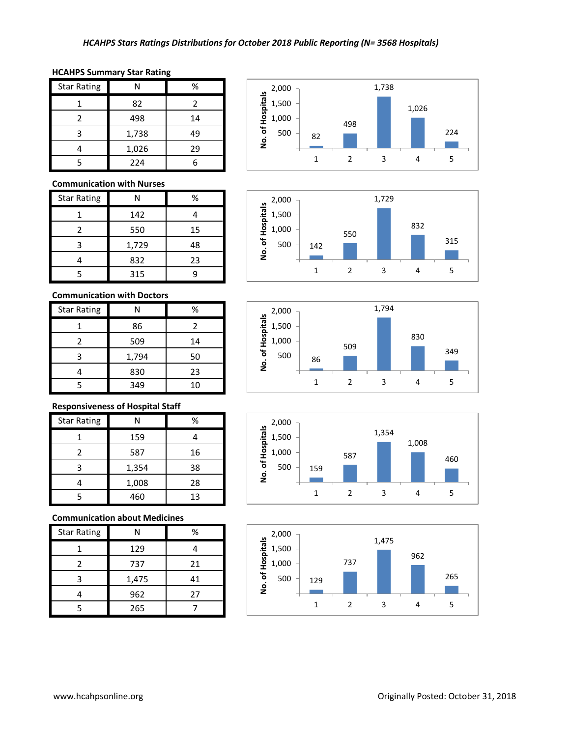*HCAHPS Stars Ratings Distributions for October 2018 Public Reporting (N= 3568 Hospitals)*

**HCAHPS Summary Star Rating**

| Star Rating | N | % |
|---|---|---|
| 1 | 82 | 2 |
| 2 | 498 | 14 |
| 3 | 1,738 | 49 |
| 4 | 1,026 | 29 |
| 5 | 224 | 6 |

**Communication with Nurses**

| Star Rating | N | % |
|---|---|---|
| 1 | 142 | 4 |
| 2 | 550 | 15 |
| 3 | 1,729 | 48 |
| 4 | 832 | 23 |
| 5 | 315 | 9 |

**Communication with Doctors**

| Star Rating | N | % |
|---|---|---|
| 1 | 86 | 2 |
| 2 | 509 | 14 |
| 3 | 1,794 | 50 |
| 4 | 830 | 23 |
| 5 | 349 | 10 |

**Responsiveness of Hospital Staff**

| Star Rating | N | % |
|---|---|---|
| 1 | 159 | 4 |
| 2 | 587 | 16 |
| 3 | 1,354 | 38 |
| 4 | 1,008 | 28 |
| 5 | 460 | 13 |

**Communication about Medicines**

| Star Rating | N | % |
|---|---|---|
| 1 | 129 | 4 |
| 2 | 737 | 21 |
| 3 | 1,475 | 41 |
| 4 | 962 | 27 |
| 5 | 265 | 7 |

www.hcahpsonline.org

Originally Posted: October 31, 2018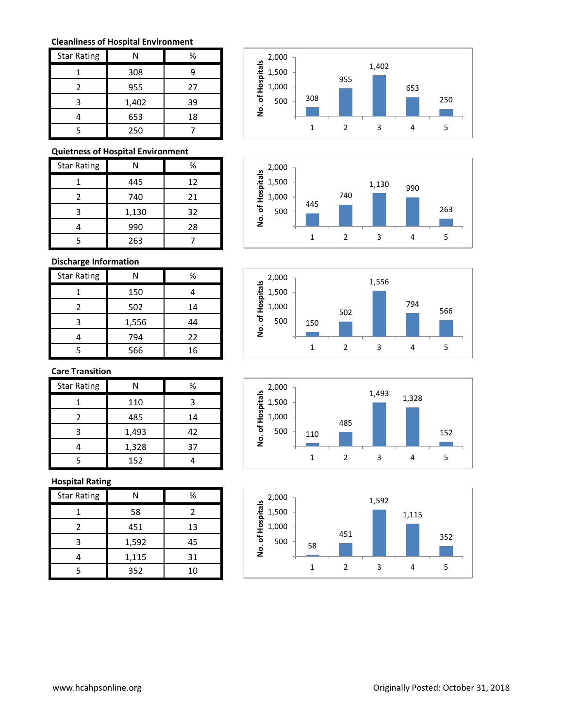### Cleanliness of Hospital Environment

| Star Rating | N | % |
|---|---|---|
| 1 | 308 | 9 |
| 2 | 955 | 27 |
| 3 | 1,402 | 39 |
| 4 | 653 | 18 |
| 5 | 250 | 7 |

No. of Hospitals
2,000
1,500
1,000
500
308
955
1,402
653
250
1
2
3
4
5

### Quietness of Hospital Environment

| Star Rating | N | % |
|---|---|---|
| 1 | 445 | 12 |
| 2 | 740 | 21 |
| 3 | 1,130 | 32 |
| 4 | 990 | 28 |
| 5 | 263 | 7 |

No. of Hospitals
2,000
1,500
1,000
500
445
740
1,130
990
263
1
2
3
4
5

### Discharge Information

| Star Rating | N | % |
|---|---|---|
| 1 | 150 | 4 |
| 2 | 502 | 14 |
| 3 | 1,556 | 44 |
| 4 | 794 | 22 |
| 5 | 566 | 16 |

No. of Hospitals
2,000
1,500
1,000
500
150
502
1,556
794
566
1
2
3
4
5

### Care Transition

| Star Rating | N | % |
|---|---|---|
| 1 | 110 | 3 |
| 2 | 485 | 14 |
| 3 | 1,493 | 42 |
| 4 | 1,328 | 37 |
| 5 | 152 | 4 |

No. of Hospitals
2,000
1,500
1,000
500
110
485
1,493
1,328
152
1
2
3
4
5

### Hospital Rating

| Star Rating | N | % |
|---|---|---|
| 1 | 58 | 2 |
| 2 | 451 | 13 |
| 3 | 1,592 | 45 |
| 4 | 1,115 | 31 |
| 5 | 352 | 10 |

No. of Hospitals
2,000
1,500
1,000
500
58
451
1,592
1,115
352
1
2
3
4
5

www.hcahpsonline.org

Originally Posted: October 31, 2018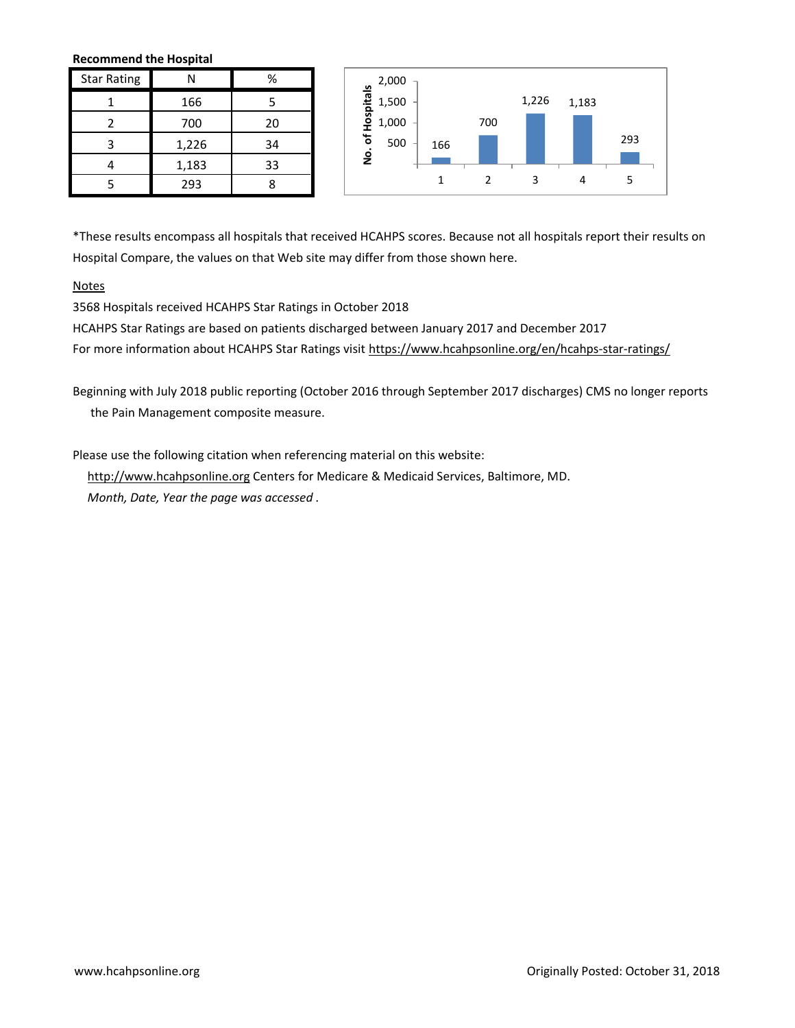**Recommend the Hospital**

| Star Rating | N | % |
|---|---|---|
| 1 | 166 | 5 |
| 2 | 700 | 20 |
| 3 | 1,226 | 34 |
| 4 | 1,183 | 33 |
| 5 | 293 | 8 |

No. of Hospitals

2,000
1,500
1,000
500

166
700
1,226
1,183
293

1
2
3
4
5

*These results encompass all hospitals that received HCAHPS scores. Because not all hospitals report their results on Hospital Compare, the values on that Web site may differ from those shown here.

Notes

3568 Hospitals received HCAHPS Star Ratings in October 2018

HCAHPS Star Ratings are based on patients discharged between January 2017 and December 2017

For more information about HCAHPS Star Ratings visit https://www.hcahpsonline.org/en/hcahps-star-ratings/

Beginning with July 2018 public reporting (October 2016 through September 2017 discharges) CMS no longer reports the Pain Management composite measure.

Please use the following citation when referencing material on this website:

http://www.hcahpsonline.org Centers for Medicare & Medicaid Services, Baltimore, MD.
*Month, Date, Year the page was accessed* .